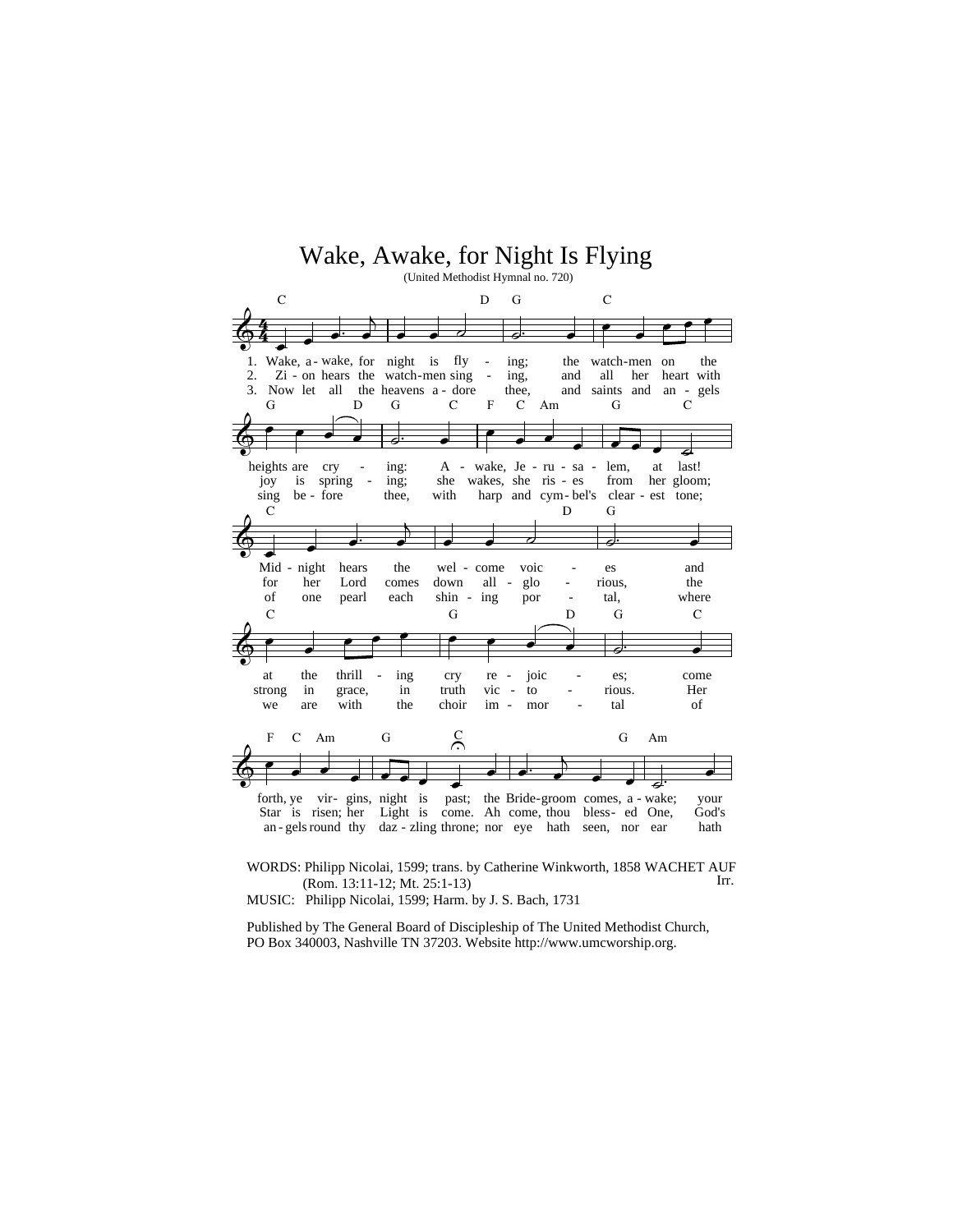# Wake, Awake, for Night Is Flying

(United Methodist Hymnal no. 720)

1. Wake, awake, for night is flying; the watchmen on the heights are crying: Awake, Jerusalem, at last! Midnight hears the welcome voices, and at the thrilling cry rejoices; come forth, ye virgins, night is past; the Bridegroom comes, awake; your

2. Zion hears the watchmen singing, and all her heart with joy is springing; she wakes, she rises from her gloom; for her Lord comes down all-glorious, the strong in grace, in truth victorious. Her Star is risen; her Light is come. Ah come, thou blessed One, God's

3. Now let all the heavens adore thee, and saints and angels sing before thee, with harp and cymbel's clearest tone; of one pearl each shining portal, where we are with the choir immortal of angels round thy dazzling throne; nor eye hath seen, nor ear hath

WORDS: Philipp Nicolai, 1599; trans. by Catherine Winkworth, 1858 (Rom. 13:11-12; Mt. 25:1-13)

MUSIC: Philipp Nicolai, 1599; Harm. by J. S. Bach, 1731

WACHET AUF
Irr.

Published by The General Board of Discipleship of The United Methodist Church, PO Box 340003, Nashville TN 37203. Website http://www.umcworship.org.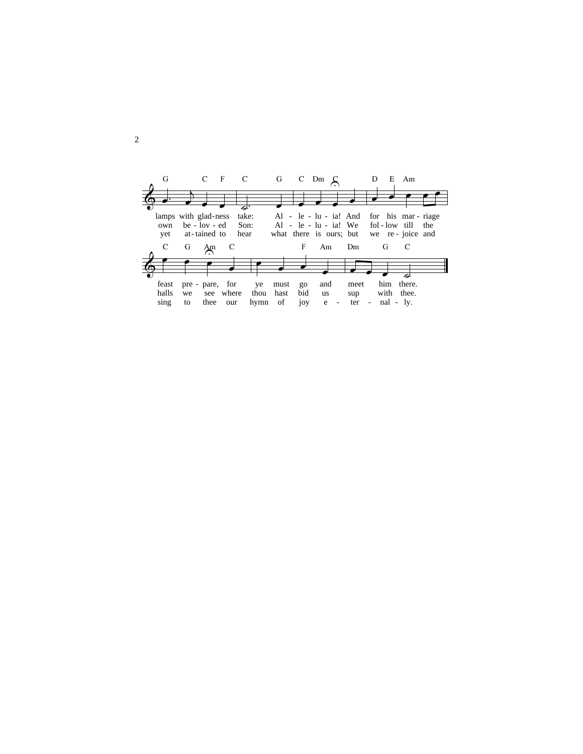G C F C G C Dm C D E Am

lamps with glad-ness take: Al - le - lu - ia! And for his mar - riage
own be - lov - ed Son: Al - le - lu - ia! We fol - low till the
yet at - tained to hear what there is ours; but we re - joice and

C G Am C F Am Dm G C

feast pre - pare, for ye must go and meet him there.
halls we see where thou hast bid us sup with thee.
sing to thee our hymn of joy e - ter - nal - ly.